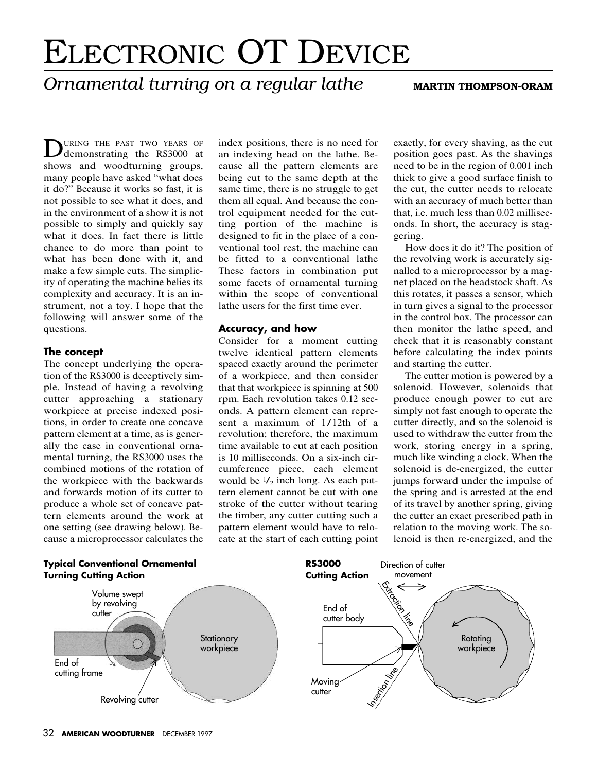# ELECTRONIC OT DEVICE

## *Ornamental turning on a regular lathe*

**MARTIN THOMPSON-ORAM**

During the past two years of demonstrating the RS3000 at shows and woodturning groups, many people have asked "what does it do?" Because it works so fast, it is not possible to see what it does, and in the environment of a show it is not possible to simply and quickly say what it does. In fact there is little chance to do more than point to what has been done with it, and make a few simple cuts. The simplicity of operating the machine belies its complexity and accuracy. It is an instrument, not a toy. I hope that the following will answer some of the questions.

### The concept

The concept underlying the operation of the RS3000 is deceptively simple. Instead of having a revolving cutter approaching a stationary workpiece at precise indexed positions, in order to create one concave pattern element at a time, as is generally the case in conventional ornamental turning, the RS3000 uses the combined motions of the rotation of the workpiece with the backwards and forwards motion of its cutter to produce a whole set of concave pattern elements around the work at one setting (see drawing below). Because a microprocessor calculates the index positions, there is no need for an indexing head on the lathe. Because all the pattern elements are being cut to the same depth at the same time, there is no struggle to get them all equal. And because the control equipment needed for the cutting portion of the machine is designed to fit in the place of a conventional tool rest, the machine can be fitted to a conventional lathe These factors in combination put some facets of ornamental turning within the scope of conventional lathe users for the first time ever.

### Accuracy, and how

Consider for a moment cutting twelve identical pattern elements spaced exactly around the perimeter of a workpiece, and then consider that that workpiece is spinning at 500 rpm. Each revolution takes 0.12 seconds. A pattern element can represent a maximum of 1/12th of a revolution; therefore, the maximum time available to cut at each position is 10 milliseconds. On a six-inch circumference piece, each element would be 1/2 inch long. As each pattern element cannot be cut with one stroke of the cutter without tearing the timber, any cutter cutting such a pattern element would have to relocate at the start of each cutting point exactly, for every shaving, as the cut position goes past. As the shavings need to be in the region of 0.001 inch thick to give a good surface finish to the cut, the cutter needs to relocate with an accuracy of much better than that, i.e. much less than 0.02 milliseconds. In short, the accuracy is staggering.

How does it do it? The position of the revolving work is accurately signalled to a microprocessor by a magnet placed on the headstock shaft. As this rotates, it passes a sensor, which in turn gives a signal to the processor in the control box. The processor can then monitor the lathe speed, and check that it is reasonably constant before calculating the index points and starting the cutter.

The cutter motion is powered by a solenoid. However, solenoids that produce enough power to cut are simply not fast enough to operate the cutter directly, and so the solenoid is used to withdraw the cutter from the work, storing energy in a spring, much like winding a clock. When the solenoid is de-energized, the cutter jumps forward under the impulse of the spring and is arrested at the end of its travel by another spring, giving the cutter an exact prescribed path in relation to the moving work. The solenoid is then re-energized, and the

**Typical Conventional Ornamental Turning Cutting Action**

Volume swept by revolving cutter — End of cutting frame — Revolving cutter — Stationary workpiece

**RS3000 Cutting Action**

Direction of cutter movement — Extraction line — Insertion line — End of cutter body — Moving cutter — Rotating workpiece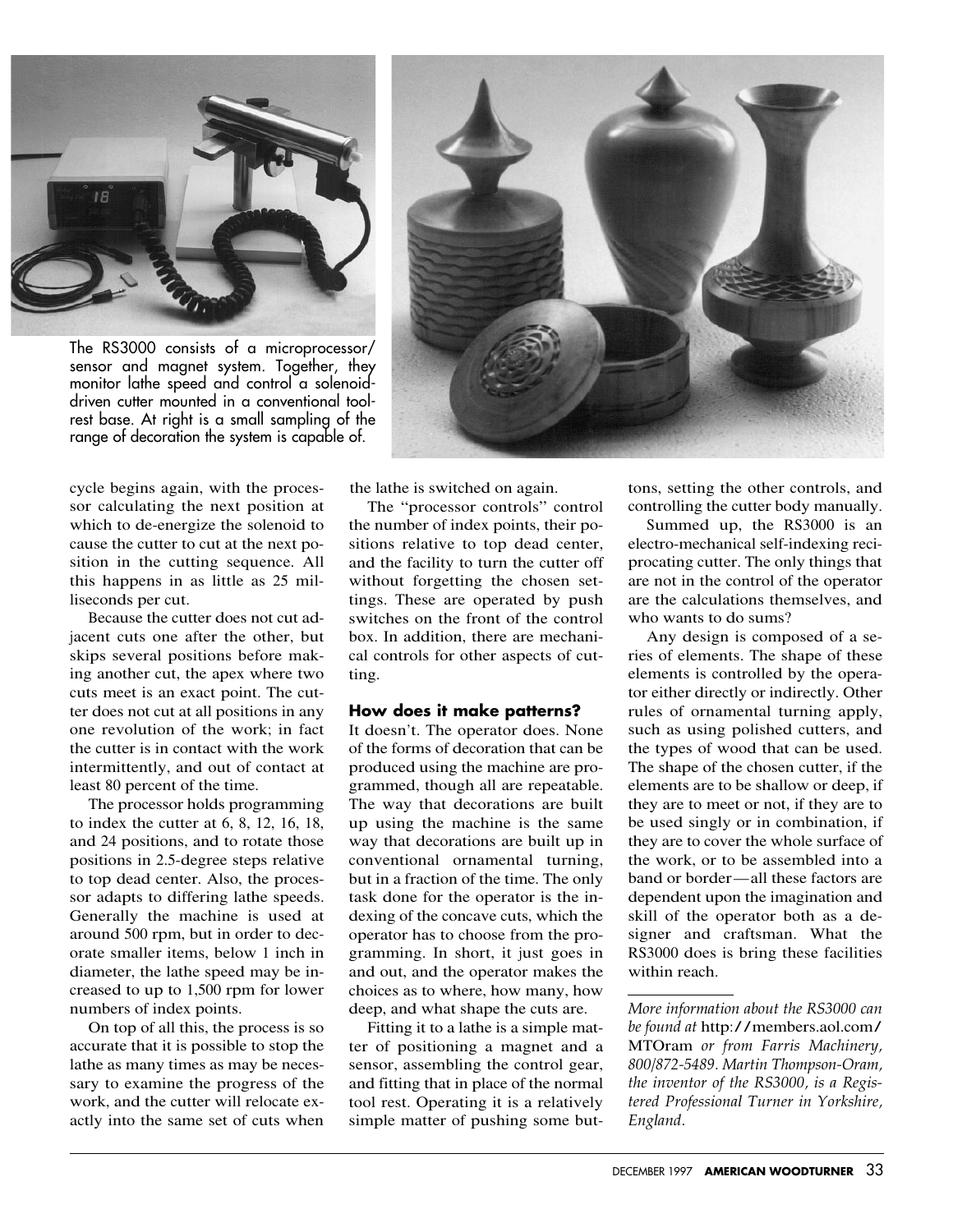The RS3000 consists of a microprocessor/sensor and magnet system. Together, they monitor lathe speed and control a solenoid-driven cutter mounted in a conventional tool-rest base. At right is a small sampling of the range of decoration the system is capable of.

cycle begins again, with the processor calculating the next position at which to de-energize the solenoid to cause the cutter to cut at the next position in the cutting sequence. All this happens in as little as 25 milliseconds per cut.

Because the cutter does not cut adjacent cuts one after the other, but skips several positions before making another cut, the apex where two cuts meet is an exact point. The cutter does not cut at all positions in any one revolution of the work; in fact the cutter is in contact with the work intermittently, and out of contact at least 80 percent of the time.

The processor holds programming to index the cutter at 6, 8, 12, 16, 18, and 24 positions, and to rotate those positions in 2.5-degree steps relative to top dead center. Also, the processor adapts to differing lathe speeds. Generally the machine is used at around 500 rpm, but in order to decorate smaller items, below 1 inch in diameter, the lathe speed may be increased to up to 1,500 rpm for lower numbers of index points.

On top of all this, the process is so accurate that it is possible to stop the lathe as many times as may be necessary to examine the progress of the work, and the cutter will relocate exactly into the same set of cuts when the lathe is switched on again.

The "processor controls" control the number of index points, their positions relative to top dead center, and the facility to turn the cutter off without forgetting the chosen settings. These are operated by push switches on the front of the control box. In addition, there are mechanical controls for other aspects of cutting.

### How does it make patterns?

It doesn't. The operator does. None of the forms of decoration that can be produced using the machine are programmed, though all are repeatable. The way that decorations are built up using the machine is the same way that decorations are built up in conventional ornamental turning, but in a fraction of the time. The only task done for the operator is the indexing of the concave cuts, which the operator has to choose from the programming. In short, it just goes in and out, and the operator makes the choices as to where, how many, how deep, and what shape the cuts are.

Fitting it to a lathe is a simple matter of positioning a magnet and a sensor, assembling the control gear, and fitting that in place of the normal tool rest. Operating it is a relatively simple matter of pushing some buttons, setting the other controls, and controlling the cutter body manually.

Summed up, the RS3000 is an electro-mechanical self-indexing reciprocating cutter. The only things that are not in the control of the operator are the calculations themselves, and who wants to do sums?

Any design is composed of a series of elements. The shape of these elements is controlled by the operator either directly or indirectly. Other rules of ornamental turning apply, such as using polished cutters, and the types of wood that can be used. The shape of the chosen cutter, if the elements are to be shallow or deep, if they are to meet or not, if they are to be used singly or in combination, if they are to cover the whole surface of the work, or to be assembled into a band or border—all these factors are dependent upon the imagination and skill of the operator both as a designer and craftsman. What the RS3000 does is bring these facilities within reach.

---

*More information about the RS3000 can be found at* http://members.aol.com/MTOram *or from Farris Machinery, 800/872-5489. Martin Thompson-Oram, the inventor of the RS3000, is a Registered Professional Turner in Yorkshire, England.*